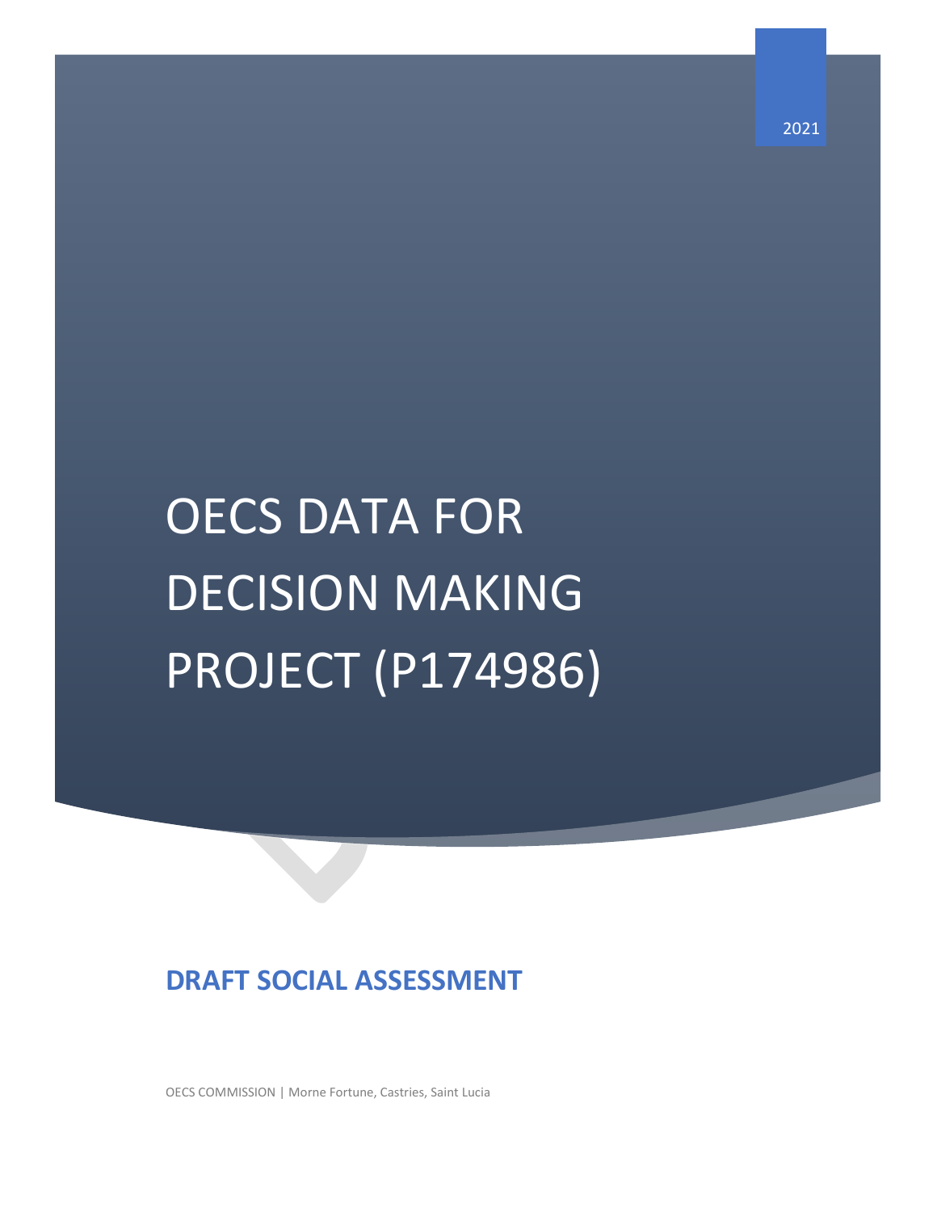2021

# OECS DATA FOR DECISION MAKING PROJECT (P174986)

## DRAFT SOCIAL ASSESSMENT

OECS COMMISSION | Morne Fortune, Castries, Saint Lucia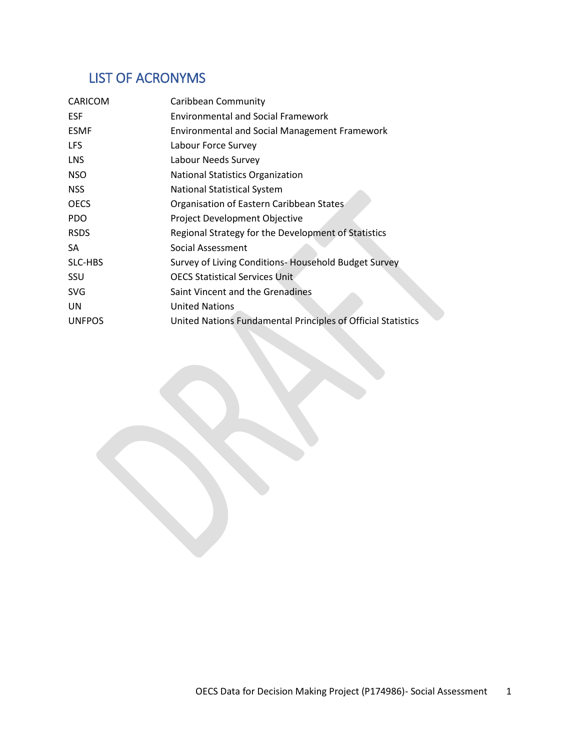## LIST OF ACRONYMS

| | |
|---|---|
| CARICOM | Caribbean Community |
| ESF | Environmental and Social Framework |
| ESMF | Environmental and Social Management Framework |
| LFS | Labour Force Survey |
| LNS | Labour Needs Survey |
| NSO | National Statistics Organization |
| NSS | National Statistical System |
| OECS | Organisation of Eastern Caribbean States |
| PDO | Project Development Objective |
| RSDS | Regional Strategy for the Development of Statistics |
| SA | Social Assessment |
| SLC-HBS | Survey of Living Conditions- Household Budget Survey |
| SSU | OECS Statistical Services Unit |
| SVG | Saint Vincent and the Grenadines |
| UN | United Nations |
| UNFPOS | United Nations Fundamental Principles of Official Statistics |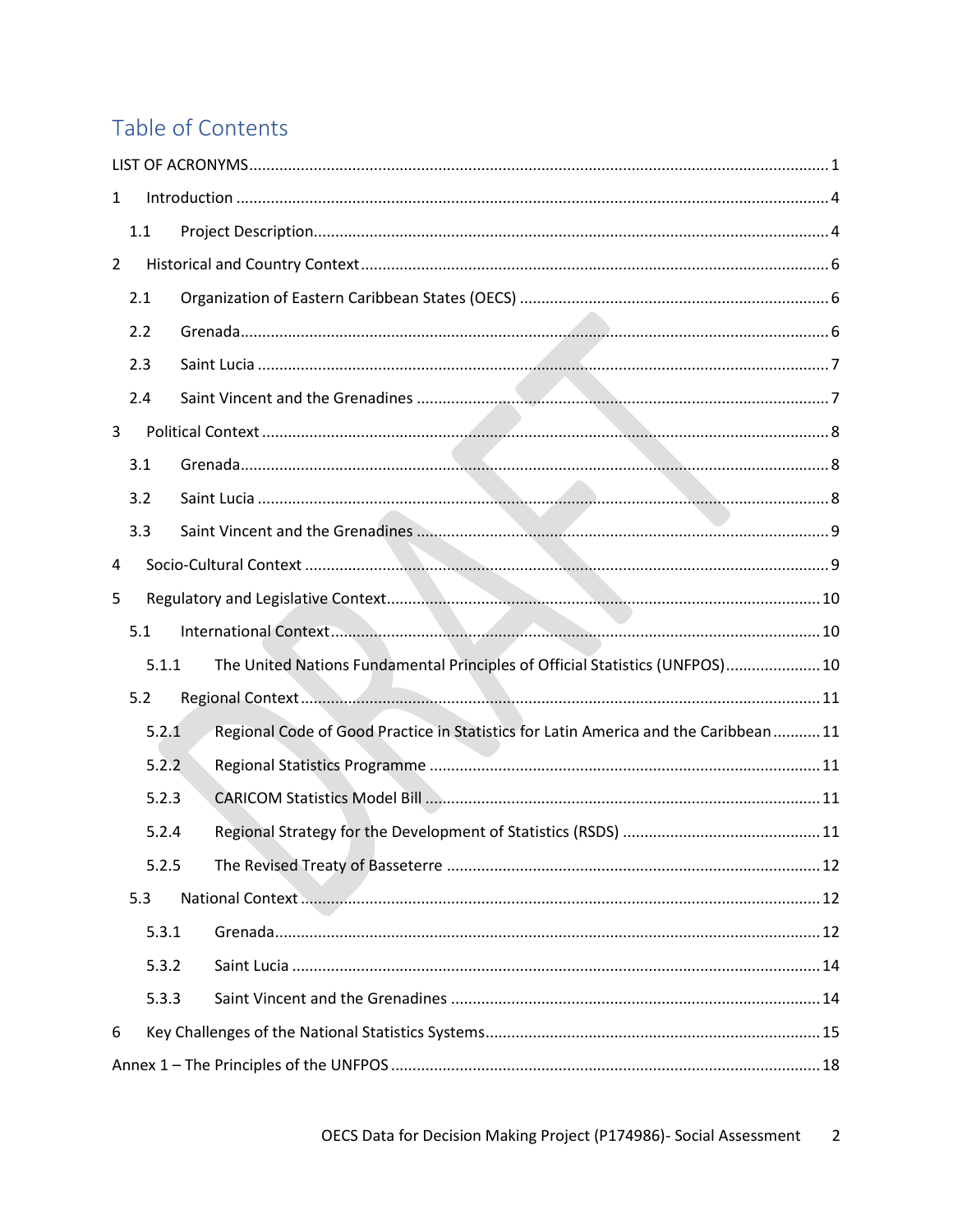# Table of Contents

LIST OF ACRONYMS ..... 1

1 Introduction ..... 4

- 1.1 Project Description ..... 4

2 Historical and Country Context ..... 6

- 2.1 Organization of Eastern Caribbean States (OECS) ..... 6
- 2.2 Grenada ..... 6
- 2.3 Saint Lucia ..... 7
- 2.4 Saint Vincent and the Grenadines ..... 7

3 Political Context ..... 8

- 3.1 Grenada ..... 8
- 3.2 Saint Lucia ..... 8
- 3.3 Saint Vincent and the Grenadines ..... 9

4 Socio-Cultural Context ..... 9

5 Regulatory and Legislative Context ..... 10

- 5.1 International Context ..... 10
  - 5.1.1 The United Nations Fundamental Principles of Official Statistics (UNFPOS) ..... 10
- 5.2 Regional Context ..... 11
  - 5.2.1 Regional Code of Good Practice in Statistics for Latin America and the Caribbean ..... 11
  - 5.2.2 Regional Statistics Programme ..... 11
  - 5.2.3 CARICOM Statistics Model Bill ..... 11
  - 5.2.4 Regional Strategy for the Development of Statistics (RSDS) ..... 11
  - 5.2.5 The Revised Treaty of Basseterre ..... 12
- 5.3 National Context ..... 12
  - 5.3.1 Grenada ..... 12
  - 5.3.2 Saint Lucia ..... 14
  - 5.3.3 Saint Vincent and the Grenadines ..... 14

6 Key Challenges of the National Statistics Systems ..... 15

Annex 1 – The Principles of the UNFPOS ..... 18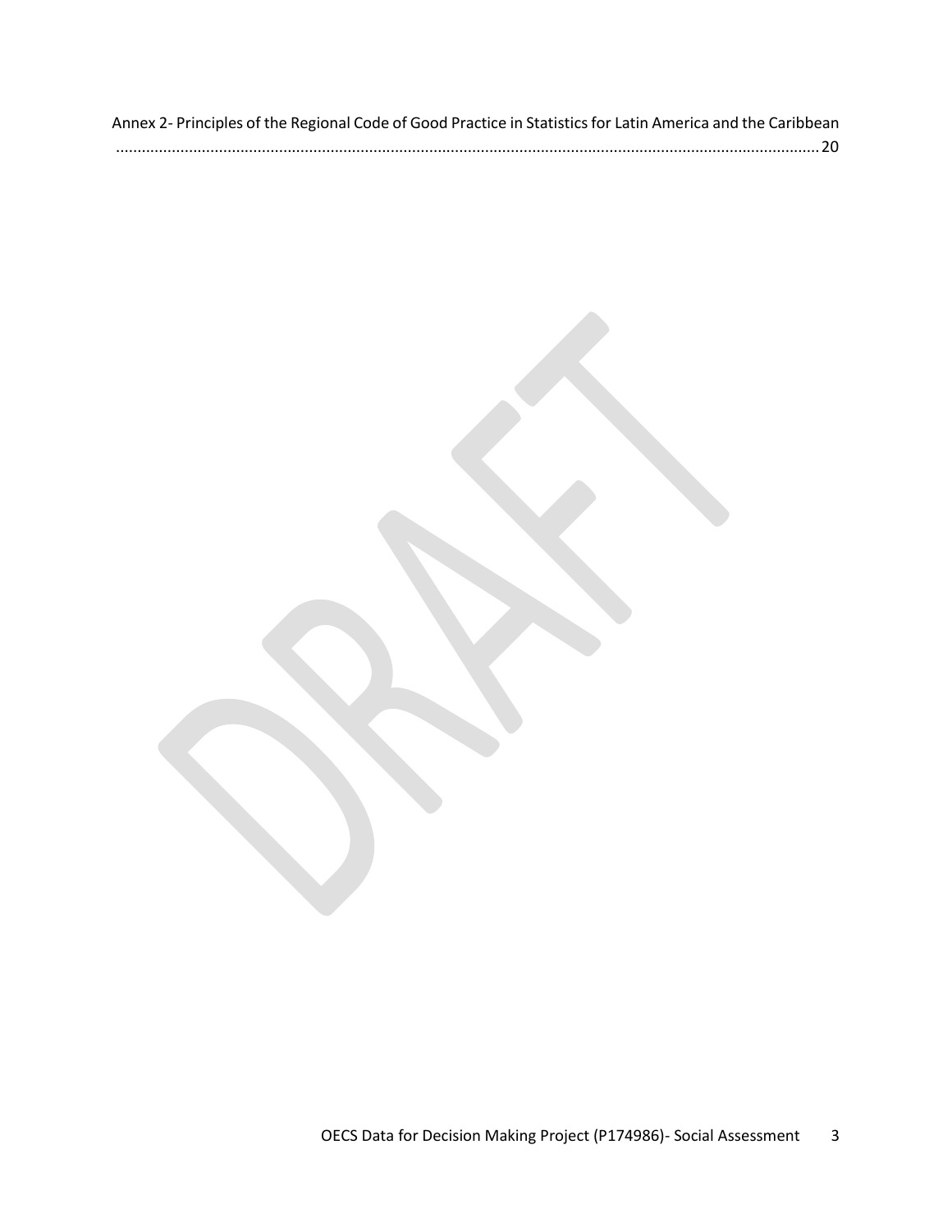Annex 2- Principles of the Regional Code of Good Practice in Statistics for Latin America and the Caribbean ........................................................................................................................................................ 20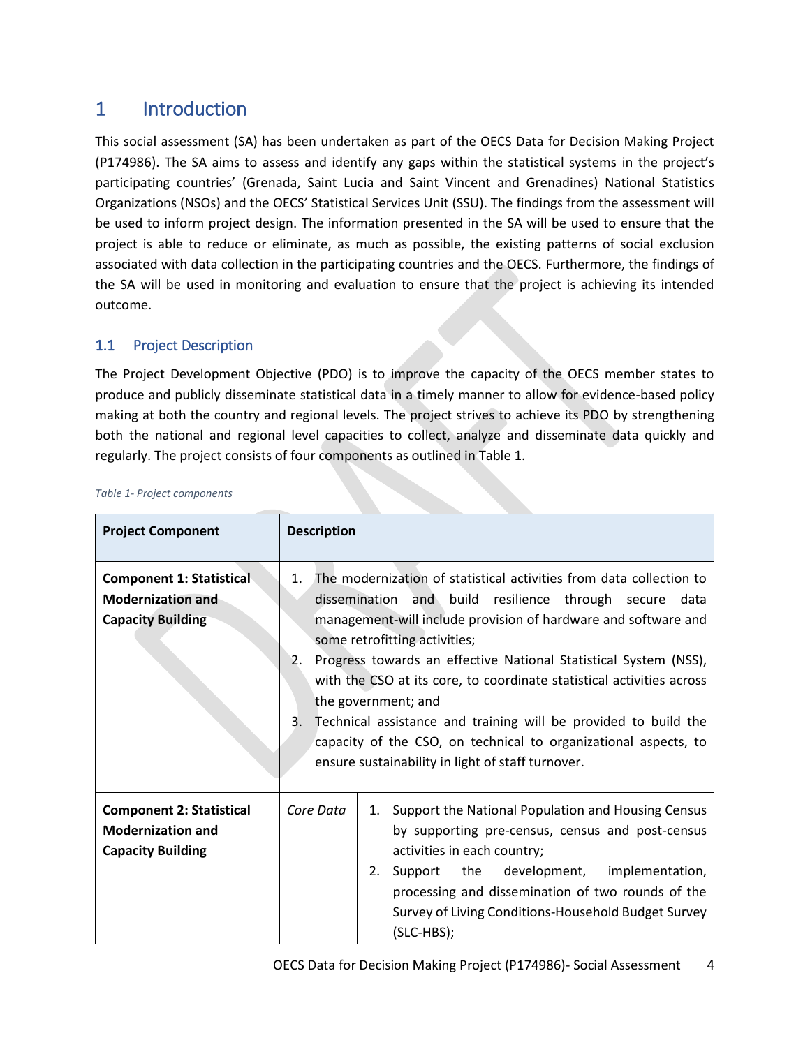# 1 Introduction

This social assessment (SA) has been undertaken as part of the OECS Data for Decision Making Project (P174986). The SA aims to assess and identify any gaps within the statistical systems in the project's participating countries' (Grenada, Saint Lucia and Saint Vincent and Grenadines) National Statistics Organizations (NSOs) and the OECS' Statistical Services Unit (SSU). The findings from the assessment will be used to inform project design. The information presented in the SA will be used to ensure that the project is able to reduce or eliminate, as much as possible, the existing patterns of social exclusion associated with data collection in the participating countries and the OECS. Furthermore, the findings of the SA will be used in monitoring and evaluation to ensure that the project is achieving its intended outcome.

## 1.1 Project Description

The Project Development Objective (PDO) is to improve the capacity of the OECS member states to produce and publicly disseminate statistical data in a timely manner to allow for evidence-based policy making at both the country and regional levels. The project strives to achieve its PDO by strengthening both the national and regional level capacities to collect, analyze and disseminate data quickly and regularly. The project consists of four components as outlined in Table 1.

*Table 1- Project components*

| Project Component | Description | |
|---|---|---|
| **Component 1: Statistical Modernization and Capacity Building** | 1. The modernization of statistical activities from data collection to dissemination and build resilience through secure data management-will include provision of hardware and software and some retrofitting activities;<br>2. Progress towards an effective National Statistical System (NSS), with the CSO at its core, to coordinate statistical activities across the government; and<br>3. Technical assistance and training will be provided to build the capacity of the CSO, on technical to organizational aspects, to ensure sustainability in light of staff turnover. | |
| **Component 2: Statistical Modernization and Capacity Building** | *Core Data* | 1. Support the National Population and Housing Census by supporting pre-census, census and post-census activities in each country;<br>2. Support the development, implementation, processing and dissemination of two rounds of the Survey of Living Conditions-Household Budget Survey (SLC-HBS); |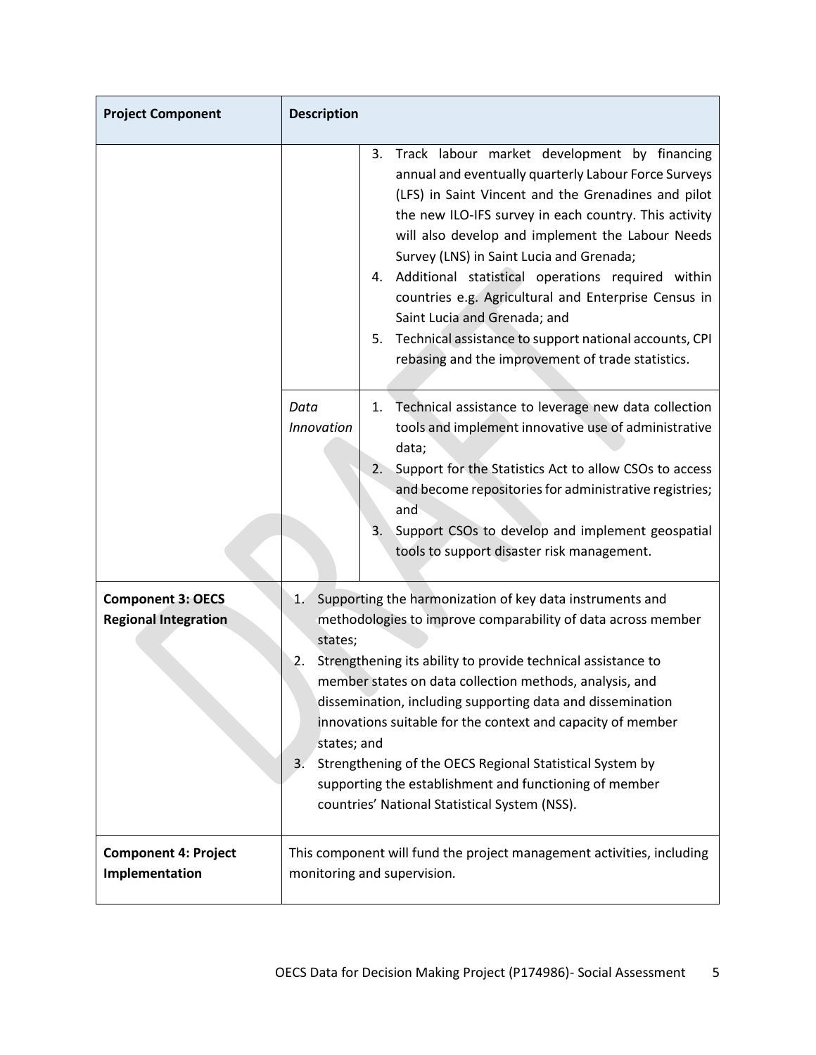| Project Component | Description | |
|---|---|---|
| | | 3. Track labour market development by financing annual and eventually quarterly Labour Force Surveys (LFS) in Saint Vincent and the Grenadines and pilot the new ILO-IFS survey in each country. This activity will also develop and implement the Labour Needs Survey (LNS) in Saint Lucia and Grenada;<br>4. Additional statistical operations required within countries e.g. Agricultural and Enterprise Census in Saint Lucia and Grenada; and<br>5. Technical assistance to support national accounts, CPI rebasing and the improvement of trade statistics. |
| | *Data Innovation* | 1. Technical assistance to leverage new data collection tools and implement innovative use of administrative data;<br>2. Support for the Statistics Act to allow CSOs to access and become repositories for administrative registries; and<br>3. Support CSOs to develop and implement geospatial tools to support disaster risk management. |
| **Component 3: OECS Regional Integration** | 1. Supporting the harmonization of key data instruments and methodologies to improve comparability of data across member states;<br>2. Strengthening its ability to provide technical assistance to member states on data collection methods, analysis, and dissemination, including supporting data and dissemination innovations suitable for the context and capacity of member states; and<br>3. Strengthening of the OECS Regional Statistical System by supporting the establishment and functioning of member countries' National Statistical System (NSS). | |
| **Component 4: Project Implementation** | This component will fund the project management activities, including monitoring and supervision. | |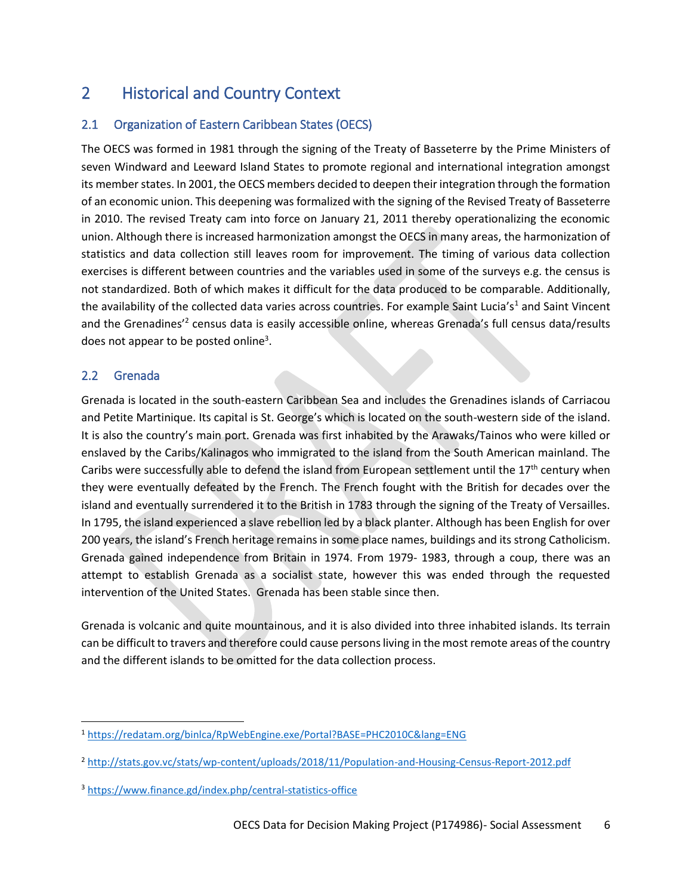# 2 Historical and Country Context

## 2.1 Organization of Eastern Caribbean States (OECS)

The OECS was formed in 1981 through the signing of the Treaty of Basseterre by the Prime Ministers of seven Windward and Leeward Island States to promote regional and international integration amongst its member states. In 2001, the OECS members decided to deepen their integration through the formation of an economic union. This deepening was formalized with the signing of the Revised Treaty of Basseterre in 2010. The revised Treaty cam into force on January 21, 2011 thereby operationalizing the economic union. Although there is increased harmonization amongst the OECS in many areas, the harmonization of statistics and data collection still leaves room for improvement. The timing of various data collection exercises is different between countries and the variables used in some of the surveys e.g. the census is not standardized. Both of which makes it difficult for the data produced to be comparable. Additionally, the availability of the collected data varies across countries. For example Saint Lucia's[1] and Saint Vincent and the Grenadines'[2] census data is easily accessible online, whereas Grenada's full census data/results does not appear to be posted online[3].

## 2.2 Grenada

Grenada is located in the south-eastern Caribbean Sea and includes the Grenadines islands of Carriacou and Petite Martinique. Its capital is St. George's which is located on the south-western side of the island. It is also the country's main port. Grenada was first inhabited by the Arawaks/Tainos who were killed or enslaved by the Caribs/Kalinagos who immigrated to the island from the South American mainland. The Caribs were successfully able to defend the island from European settlement until the 17th century when they were eventually defeated by the French. The French fought with the British for decades over the island and eventually surrendered it to the British in 1783 through the signing of the Treaty of Versailles. In 1795, the island experienced a slave rebellion led by a black planter. Although has been English for over 200 years, the island's French heritage remains in some place names, buildings and its strong Catholicism. Grenada gained independence from Britain in 1974. From 1979- 1983, through a coup, there was an attempt to establish Grenada as a socialist state, however this was ended through the requested intervention of the United States. Grenada has been stable since then.

Grenada is volcanic and quite mountainous, and it is also divided into three inhabited islands. Its terrain can be difficult to travers and therefore could cause persons living in the most remote areas of the country and the different islands to be omitted for the data collection process.

---

[1] https://redatam.org/binlca/RpWebEngine.exe/Portal?BASE=PHC2010C&lang=ENG

[2] http://stats.gov.vc/stats/wp-content/uploads/2018/11/Population-and-Housing-Census-Report-2012.pdf

[3] https://www.finance.gd/index.php/central-statistics-office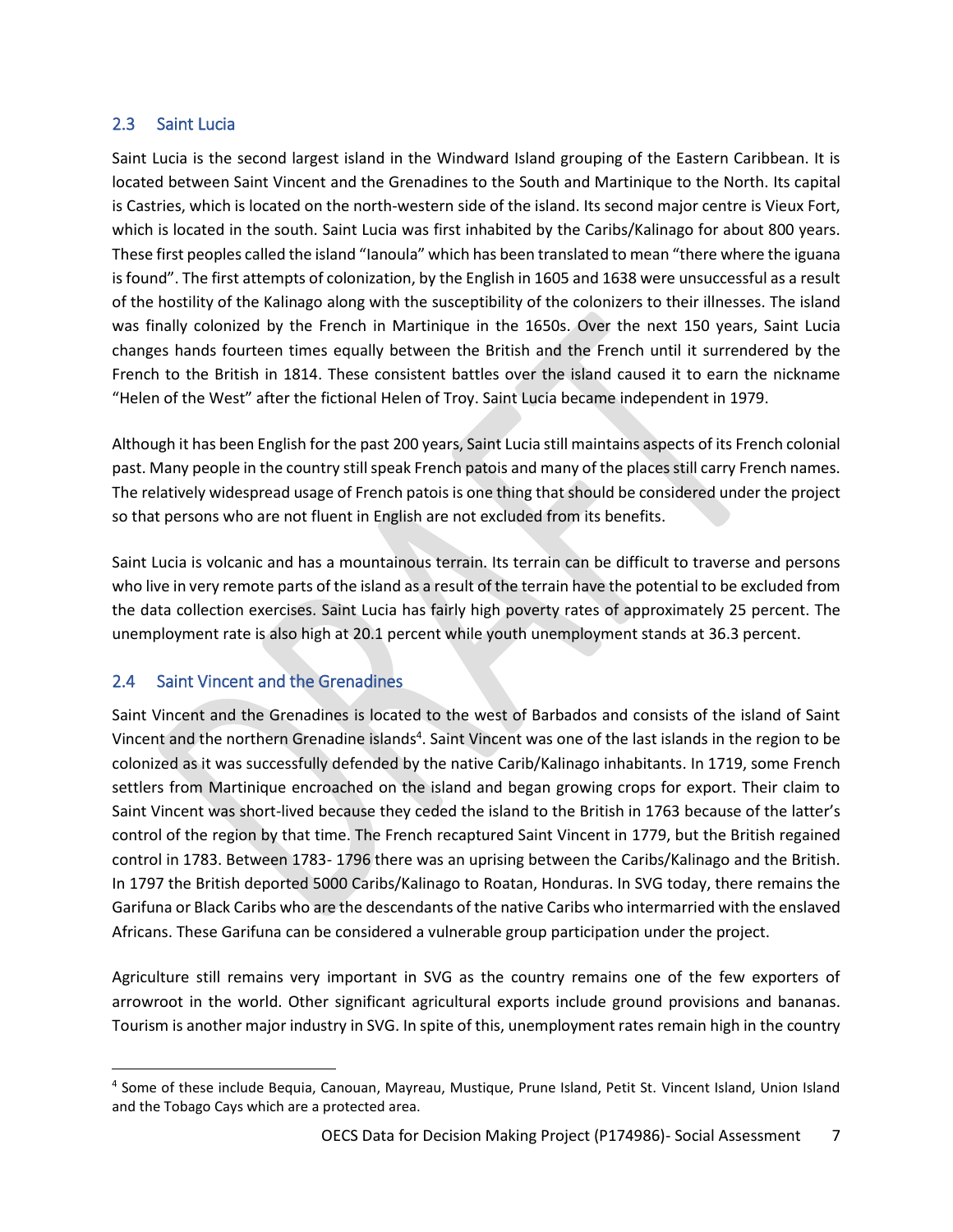## 2.3 Saint Lucia

Saint Lucia is the second largest island in the Windward Island grouping of the Eastern Caribbean. It is located between Saint Vincent and the Grenadines to the South and Martinique to the North. Its capital is Castries, which is located on the north-western side of the island. Its second major centre is Vieux Fort, which is located in the south. Saint Lucia was first inhabited by the Caribs/Kalinago for about 800 years. These first peoples called the island "Ianoula" which has been translated to mean "there where the iguana is found". The first attempts of colonization, by the English in 1605 and 1638 were unsuccessful as a result of the hostility of the Kalinago along with the susceptibility of the colonizers to their illnesses. The island was finally colonized by the French in Martinique in the 1650s. Over the next 150 years, Saint Lucia changes hands fourteen times equally between the British and the French until it surrendered by the French to the British in 1814. These consistent battles over the island caused it to earn the nickname "Helen of the West" after the fictional Helen of Troy. Saint Lucia became independent in 1979.

Although it has been English for the past 200 years, Saint Lucia still maintains aspects of its French colonial past. Many people in the country still speak French patois and many of the places still carry French names. The relatively widespread usage of French patois is one thing that should be considered under the project so that persons who are not fluent in English are not excluded from its benefits.

Saint Lucia is volcanic and has a mountainous terrain. Its terrain can be difficult to traverse and persons who live in very remote parts of the island as a result of the terrain have the potential to be excluded from the data collection exercises. Saint Lucia has fairly high poverty rates of approximately 25 percent. The unemployment rate is also high at 20.1 percent while youth unemployment stands at 36.3 percent.

## 2.4 Saint Vincent and the Grenadines

Saint Vincent and the Grenadines is located to the west of Barbados and consists of the island of Saint Vincent and the northern Grenadine islands[4]. Saint Vincent was one of the last islands in the region to be colonized as it was successfully defended by the native Carib/Kalinago inhabitants. In 1719, some French settlers from Martinique encroached on the island and began growing crops for export. Their claim to Saint Vincent was short-lived because they ceded the island to the British in 1763 because of the latter's control of the region by that time. The French recaptured Saint Vincent in 1779, but the British regained control in 1783. Between 1783- 1796 there was an uprising between the Caribs/Kalinago and the British. In 1797 the British deported 5000 Caribs/Kalinago to Roatan, Honduras. In SVG today, there remains the Garifuna or Black Caribs who are the descendants of the native Caribs who intermarried with the enslaved Africans. These Garifuna can be considered a vulnerable group participation under the project.

Agriculture still remains very important in SVG as the country remains one of the few exporters of arrowroot in the world. Other significant agricultural exports include ground provisions and bananas. Tourism is another major industry in SVG. In spite of this, unemployment rates remain high in the country

[4] Some of these include Bequia, Canouan, Mayreau, Mustique, Prune Island, Petit St. Vincent Island, Union Island and the Tobago Cays which are a protected area.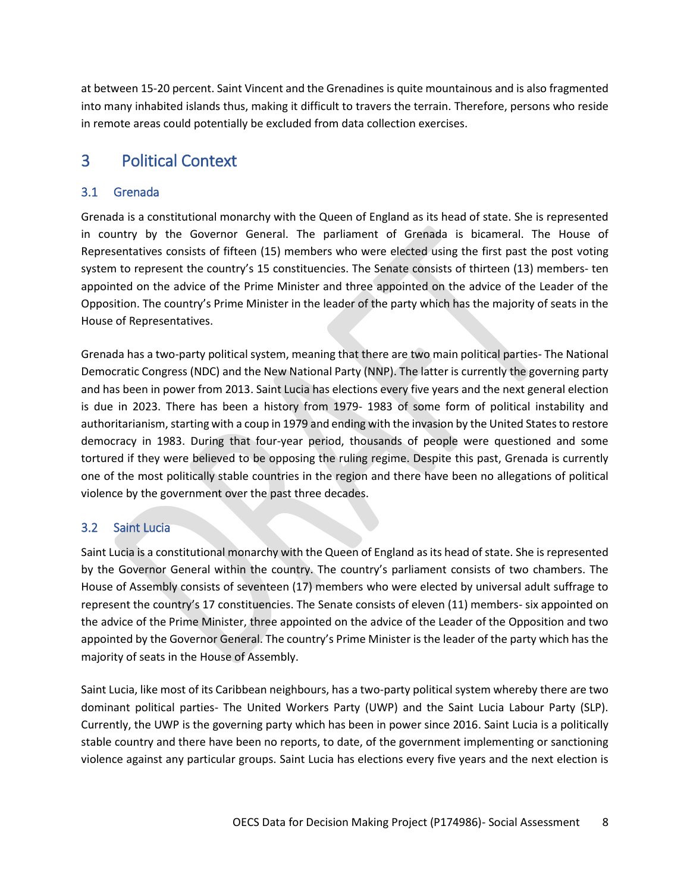at between 15-20 percent. Saint Vincent and the Grenadines is quite mountainous and is also fragmented into many inhabited islands thus, making it difficult to travers the terrain. Therefore, persons who reside in remote areas could potentially be excluded from data collection exercises.

# 3 Political Context

## 3.1 Grenada

Grenada is a constitutional monarchy with the Queen of England as its head of state. She is represented in country by the Governor General. The parliament of Grenada is bicameral. The House of Representatives consists of fifteen (15) members who were elected using the first past the post voting system to represent the country's 15 constituencies. The Senate consists of thirteen (13) members- ten appointed on the advice of the Prime Minister and three appointed on the advice of the Leader of the Opposition. The country's Prime Minister in the leader of the party which has the majority of seats in the House of Representatives.

Grenada has a two-party political system, meaning that there are two main political parties- The National Democratic Congress (NDC) and the New National Party (NNP). The latter is currently the governing party and has been in power from 2013. Saint Lucia has elections every five years and the next general election is due in 2023. There has been a history from 1979- 1983 of some form of political instability and authoritarianism, starting with a coup in 1979 and ending with the invasion by the United States to restore democracy in 1983. During that four-year period, thousands of people were questioned and some tortured if they were believed to be opposing the ruling regime. Despite this past, Grenada is currently one of the most politically stable countries in the region and there have been no allegations of political violence by the government over the past three decades.

## 3.2 Saint Lucia

Saint Lucia is a constitutional monarchy with the Queen of England as its head of state. She is represented by the Governor General within the country. The country's parliament consists of two chambers. The House of Assembly consists of seventeen (17) members who were elected by universal adult suffrage to represent the country's 17 constituencies. The Senate consists of eleven (11) members- six appointed on the advice of the Prime Minister, three appointed on the advice of the Leader of the Opposition and two appointed by the Governor General. The country's Prime Minister is the leader of the party which has the majority of seats in the House of Assembly.

Saint Lucia, like most of its Caribbean neighbours, has a two-party political system whereby there are two dominant political parties- The United Workers Party (UWP) and the Saint Lucia Labour Party (SLP). Currently, the UWP is the governing party which has been in power since 2016. Saint Lucia is a politically stable country and there have been no reports, to date, of the government implementing or sanctioning violence against any particular groups. Saint Lucia has elections every five years and the next election is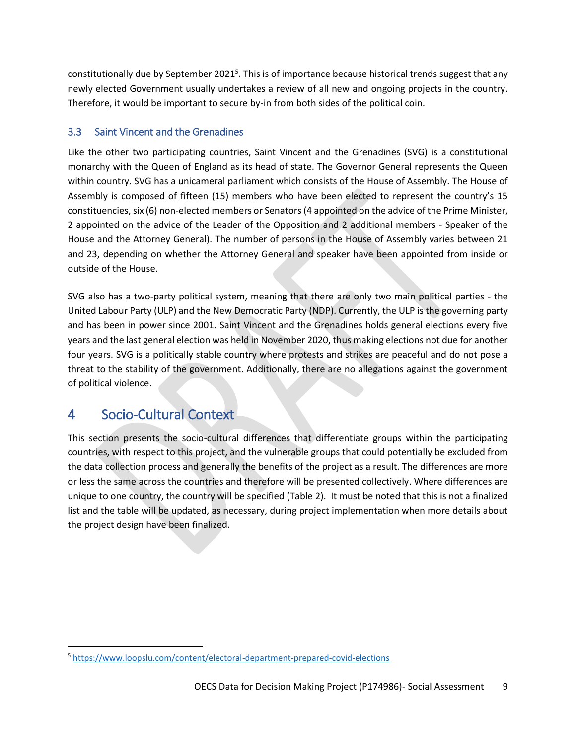constitutionally due by September 2021[5]. This is of importance because historical trends suggest that any newly elected Government usually undertakes a review of all new and ongoing projects in the country. Therefore, it would be important to secure by-in from both sides of the political coin.

### 3.3 Saint Vincent and the Grenadines

Like the other two participating countries, Saint Vincent and the Grenadines (SVG) is a constitutional monarchy with the Queen of England as its head of state. The Governor General represents the Queen within country. SVG has a unicameral parliament which consists of the House of Assembly. The House of Assembly is composed of fifteen (15) members who have been elected to represent the country's 15 constituencies, six (6) non-elected members or Senators (4 appointed on the advice of the Prime Minister, 2 appointed on the advice of the Leader of the Opposition and 2 additional members - Speaker of the House and the Attorney General). The number of persons in the House of Assembly varies between 21 and 23, depending on whether the Attorney General and speaker have been appointed from inside or outside of the House.

SVG also has a two-party political system, meaning that there are only two main political parties - the United Labour Party (ULP) and the New Democratic Party (NDP). Currently, the ULP is the governing party and has been in power since 2001. Saint Vincent and the Grenadines holds general elections every five years and the last general election was held in November 2020, thus making elections not due for another four years. SVG is a politically stable country where protests and strikes are peaceful and do not pose a threat to the stability of the government. Additionally, there are no allegations against the government of political violence.

## 4 Socio-Cultural Context

This section presents the socio-cultural differences that differentiate groups within the participating countries, with respect to this project, and the vulnerable groups that could potentially be excluded from the data collection process and generally the benefits of the project as a result. The differences are more or less the same across the countries and therefore will be presented collectively. Where differences are unique to one country, the country will be specified (Table 2). It must be noted that this is not a finalized list and the table will be updated, as necessary, during project implementation when more details about the project design have been finalized.

---

[5] https://www.loopslu.com/content/electoral-department-prepared-covid-elections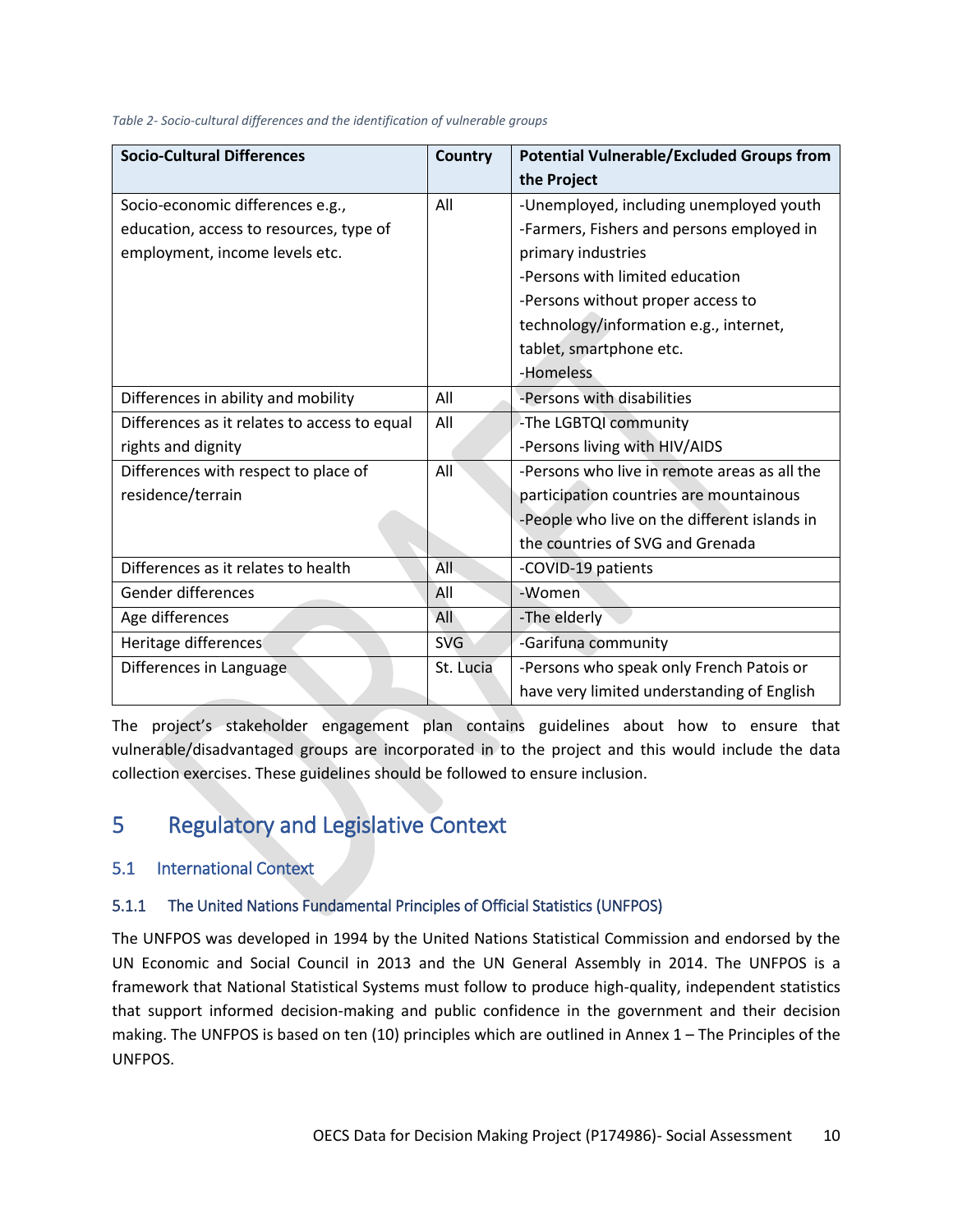*Table 2- Socio-cultural differences and the identification of vulnerable groups*

| Socio-Cultural Differences | Country | Potential Vulnerable/Excluded Groups from the Project |
|---|---|---|
| Socio-economic differences e.g., education, access to resources, type of employment, income levels etc. | All | -Unemployed, including unemployed youth<br>-Farmers, Fishers and persons employed in primary industries<br>-Persons with limited education<br>-Persons without proper access to technology/information e.g., internet, tablet, smartphone etc.<br>-Homeless |
| Differences in ability and mobility | All | -Persons with disabilities |
| Differences as it relates to access to equal rights and dignity | All | -The LGBTQI community<br>-Persons living with HIV/AIDS |
| Differences with respect to place of residence/terrain | All | -Persons who live in remote areas as all the participation countries are mountainous<br>-People who live on the different islands in the countries of SVG and Grenada |
| Differences as it relates to health | All | -COVID-19 patients |
| Gender differences | All | -Women |
| Age differences | All | -The elderly |
| Heritage differences | SVG | -Garifuna community |
| Differences in Language | St. Lucia | -Persons who speak only French Patois or have very limited understanding of English |

The project's stakeholder engagement plan contains guidelines about how to ensure that vulnerable/disadvantaged groups are incorporated in to the project and this would include the data collection exercises. These guidelines should be followed to ensure inclusion.

# 5 Regulatory and Legislative Context

## 5.1 International Context

### 5.1.1 The United Nations Fundamental Principles of Official Statistics (UNFPOS)

The UNFPOS was developed in 1994 by the United Nations Statistical Commission and endorsed by the UN Economic and Social Council in 2013 and the UN General Assembly in 2014. The UNFPOS is a framework that National Statistical Systems must follow to produce high-quality, independent statistics that support informed decision-making and public confidence in the government and their decision making. The UNFPOS is based on ten (10) principles which are outlined in Annex 1 – The Principles of the UNFPOS.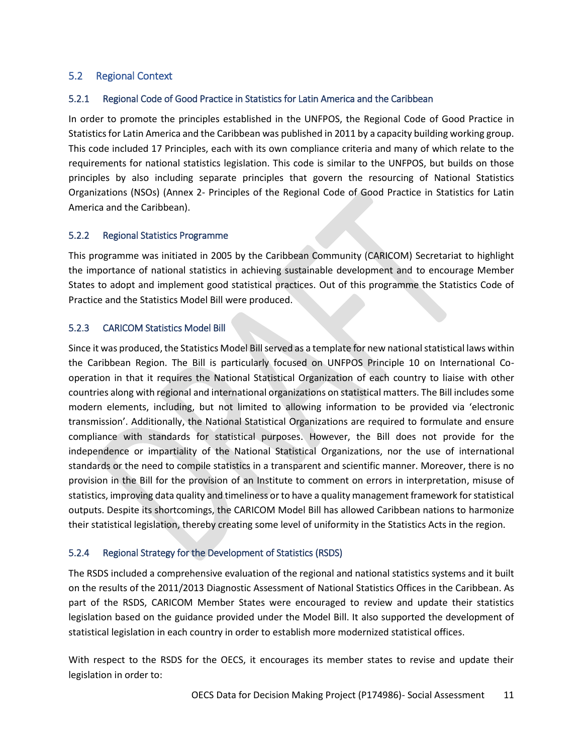## 5.2 Regional Context

### 5.2.1 Regional Code of Good Practice in Statistics for Latin America and the Caribbean

In order to promote the principles established in the UNFPOS, the Regional Code of Good Practice in Statistics for Latin America and the Caribbean was published in 2011 by a capacity building working group. This code included 17 Principles, each with its own compliance criteria and many of which relate to the requirements for national statistics legislation. This code is similar to the UNFPOS, but builds on those principles by also including separate principles that govern the resourcing of National Statistics Organizations (NSOs) (Annex 2- Principles of the Regional Code of Good Practice in Statistics for Latin America and the Caribbean).

### 5.2.2 Regional Statistics Programme

This programme was initiated in 2005 by the Caribbean Community (CARICOM) Secretariat to highlight the importance of national statistics in achieving sustainable development and to encourage Member States to adopt and implement good statistical practices. Out of this programme the Statistics Code of Practice and the Statistics Model Bill were produced.

### 5.2.3 CARICOM Statistics Model Bill

Since it was produced, the Statistics Model Bill served as a template for new national statistical laws within the Caribbean Region. The Bill is particularly focused on UNFPOS Principle 10 on International Co-operation in that it requires the National Statistical Organization of each country to liaise with other countries along with regional and international organizations on statistical matters. The Bill includes some modern elements, including, but not limited to allowing information to be provided via 'electronic transmission'. Additionally, the National Statistical Organizations are required to formulate and ensure compliance with standards for statistical purposes. However, the Bill does not provide for the independence or impartiality of the National Statistical Organizations, nor the use of international standards or the need to compile statistics in a transparent and scientific manner. Moreover, there is no provision in the Bill for the provision of an Institute to comment on errors in interpretation, misuse of statistics, improving data quality and timeliness or to have a quality management framework for statistical outputs. Despite its shortcomings, the CARICOM Model Bill has allowed Caribbean nations to harmonize their statistical legislation, thereby creating some level of uniformity in the Statistics Acts in the region.

### 5.2.4 Regional Strategy for the Development of Statistics (RSDS)

The RSDS included a comprehensive evaluation of the regional and national statistics systems and it built on the results of the 2011/2013 Diagnostic Assessment of National Statistics Offices in the Caribbean. As part of the RSDS, CARICOM Member States were encouraged to review and update their statistics legislation based on the guidance provided under the Model Bill. It also supported the development of statistical legislation in each country in order to establish more modernized statistical offices.

With respect to the RSDS for the OECS, it encourages its member states to revise and update their legislation in order to: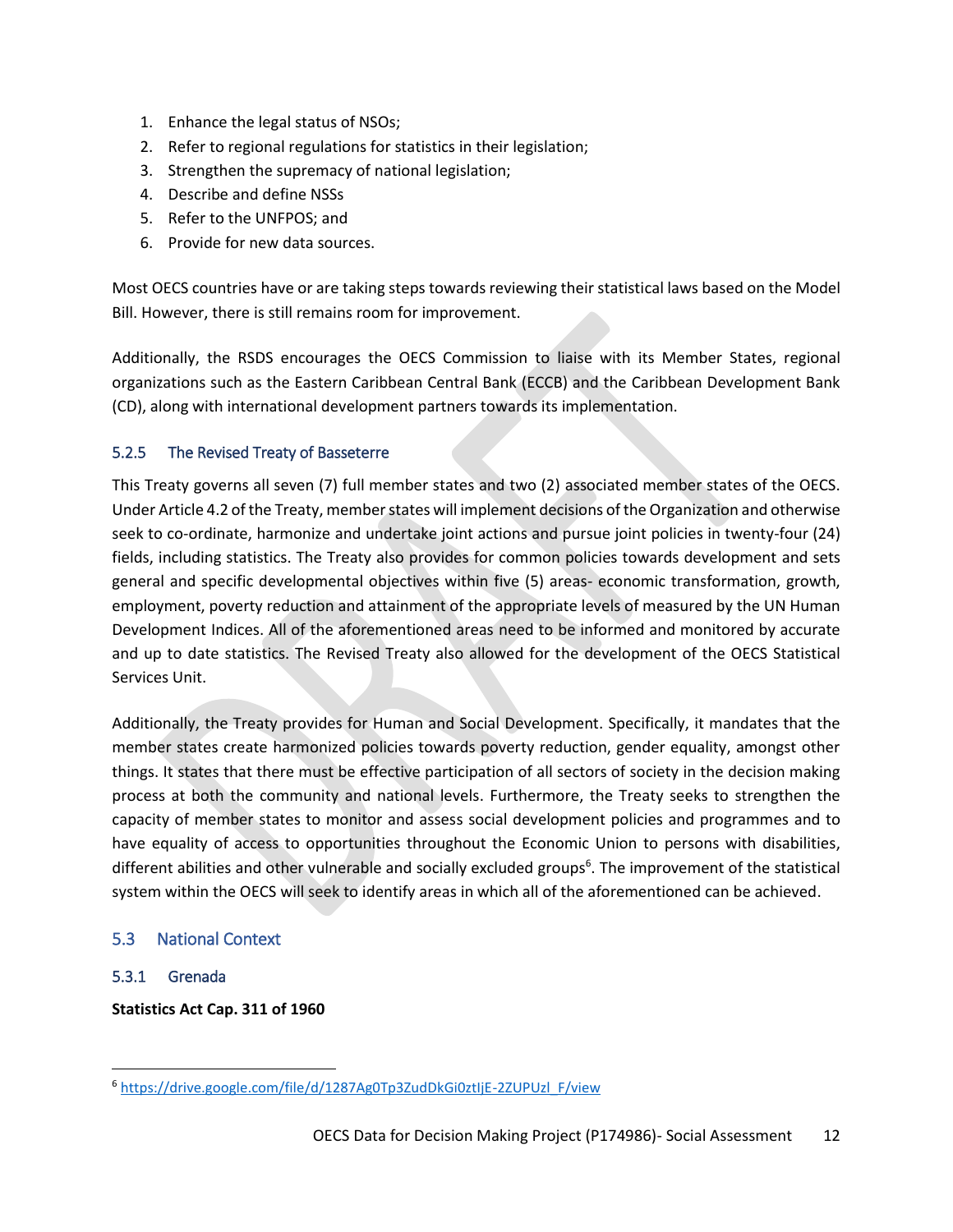1. Enhance the legal status of NSOs;
2. Refer to regional regulations for statistics in their legislation;
3. Strengthen the supremacy of national legislation;
4. Describe and define NSSs
5. Refer to the UNFPOS; and
6. Provide for new data sources.

Most OECS countries have or are taking steps towards reviewing their statistical laws based on the Model Bill. However, there is still remains room for improvement.

Additionally, the RSDS encourages the OECS Commission to liaise with its Member States, regional organizations such as the Eastern Caribbean Central Bank (ECCB) and the Caribbean Development Bank (CD), along with international development partners towards its implementation.

### 5.2.5 The Revised Treaty of Basseterre

This Treaty governs all seven (7) full member states and two (2) associated member states of the OECS. Under Article 4.2 of the Treaty, member states will implement decisions of the Organization and otherwise seek to co-ordinate, harmonize and undertake joint actions and pursue joint policies in twenty-four (24) fields, including statistics. The Treaty also provides for common policies towards development and sets general and specific developmental objectives within five (5) areas- economic transformation, growth, employment, poverty reduction and attainment of the appropriate levels of measured by the UN Human Development Indices. All of the aforementioned areas need to be informed and monitored by accurate and up to date statistics. The Revised Treaty also allowed for the development of the OECS Statistical Services Unit.

Additionally, the Treaty provides for Human and Social Development. Specifically, it mandates that the member states create harmonized policies towards poverty reduction, gender equality, amongst other things. It states that there must be effective participation of all sectors of society in the decision making process at both the community and national levels. Furthermore, the Treaty seeks to strengthen the capacity of member states to monitor and assess social development policies and programmes and to have equality of access to opportunities throughout the Economic Union to persons with disabilities, different abilities and other vulnerable and socially excluded groups[6]. The improvement of the statistical system within the OECS will seek to identify areas in which all of the aforementioned can be achieved.

## 5.3 National Context

### 5.3.1 Grenada

**Statistics Act Cap. 311 of 1960**

[6] https://drive.google.com/file/d/1287Ag0Tp3ZudDkGi0ztIjE-2ZUPUzl_F/view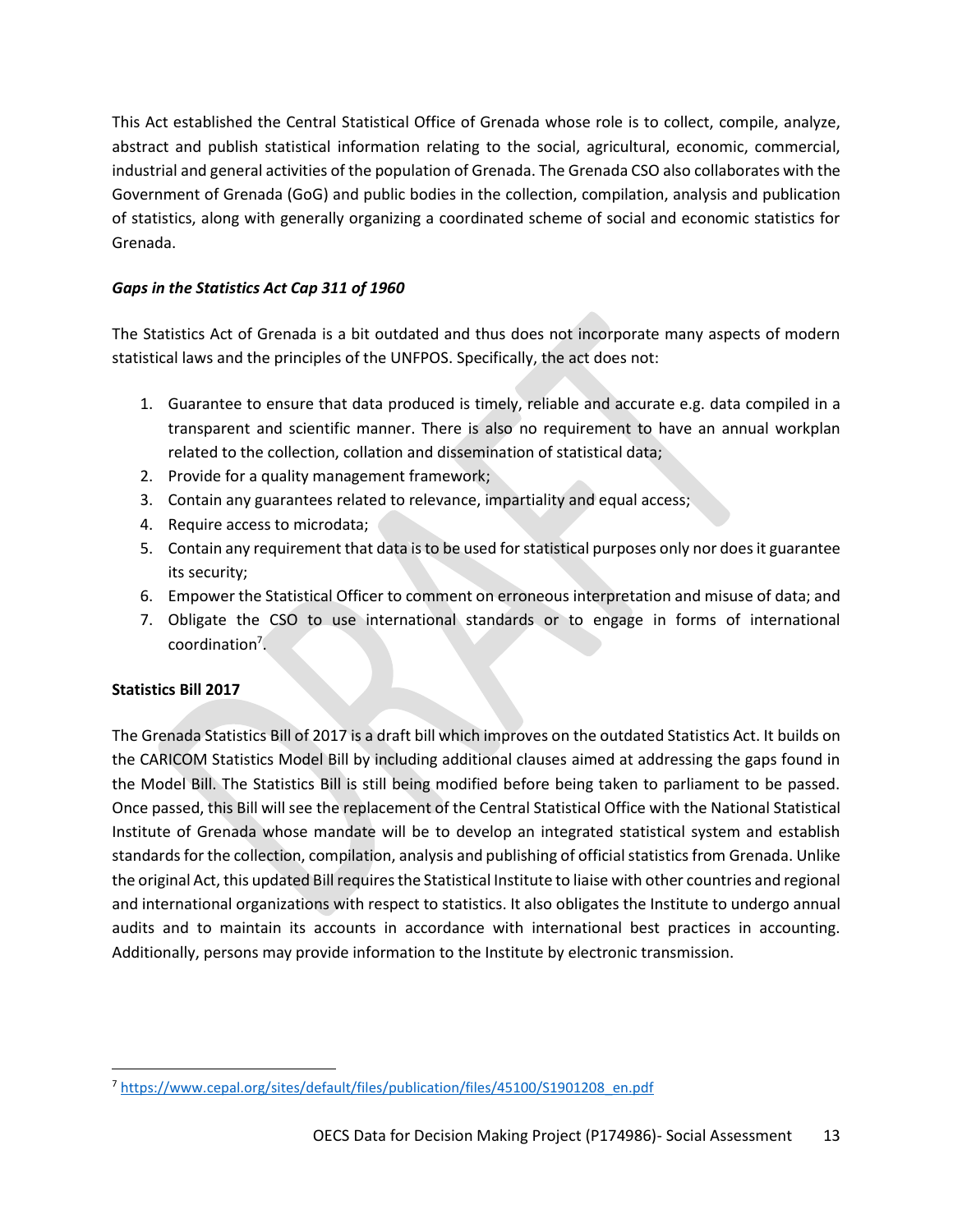This Act established the Central Statistical Office of Grenada whose role is to collect, compile, analyze, abstract and publish statistical information relating to the social, agricultural, economic, commercial, industrial and general activities of the population of Grenada. The Grenada CSO also collaborates with the Government of Grenada (GoG) and public bodies in the collection, compilation, analysis and publication of statistics, along with generally organizing a coordinated scheme of social and economic statistics for Grenada.

### *Gaps in the Statistics Act Cap 311 of 1960*

The Statistics Act of Grenada is a bit outdated and thus does not incorporate many aspects of modern statistical laws and the principles of the UNFPOS. Specifically, the act does not:

1. Guarantee to ensure that data produced is timely, reliable and accurate e.g. data compiled in a transparent and scientific manner. There is also no requirement to have an annual workplan related to the collection, collation and dissemination of statistical data;
2. Provide for a quality management framework;
3. Contain any guarantees related to relevance, impartiality and equal access;
4. Require access to microdata;
5. Contain any requirement that data is to be used for statistical purposes only nor does it guarantee its security;
6. Empower the Statistical Officer to comment on erroneous interpretation and misuse of data; and
7. Obligate the CSO to use international standards or to engage in forms of international coordination[7].

### Statistics Bill 2017

The Grenada Statistics Bill of 2017 is a draft bill which improves on the outdated Statistics Act. It builds on the CARICOM Statistics Model Bill by including additional clauses aimed at addressing the gaps found in the Model Bill. The Statistics Bill is still being modified before being taken to parliament to be passed. Once passed, this Bill will see the replacement of the Central Statistical Office with the National Statistical Institute of Grenada whose mandate will be to develop an integrated statistical system and establish standards for the collection, compilation, analysis and publishing of official statistics from Grenada. Unlike the original Act, this updated Bill requires the Statistical Institute to liaise with other countries and regional and international organizations with respect to statistics. It also obligates the Institute to undergo annual audits and to maintain its accounts in accordance with international best practices in accounting. Additionally, persons may provide information to the Institute by electronic transmission.

[7] https://www.cepal.org/sites/default/files/publication/files/45100/S1901208_en.pdf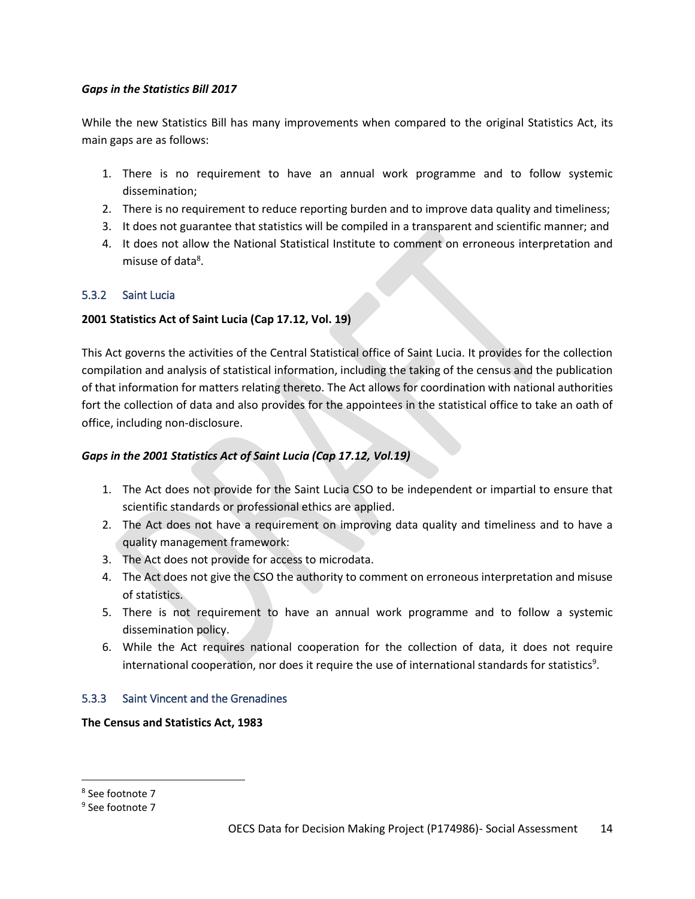***Gaps in the Statistics Bill 2017***

While the new Statistics Bill has many improvements when compared to the original Statistics Act, its main gaps are as follows:

1. There is no requirement to have an annual work programme and to follow systemic dissemination;
2. There is no requirement to reduce reporting burden and to improve data quality and timeliness;
3. It does not guarantee that statistics will be compiled in a transparent and scientific manner; and
4. It does not allow the National Statistical Institute to comment on erroneous interpretation and misuse of data[8].

### 5.3.2 Saint Lucia

**2001 Statistics Act of Saint Lucia (Cap 17.12, Vol. 19)**

This Act governs the activities of the Central Statistical office of Saint Lucia. It provides for the collection compilation and analysis of statistical information, including the taking of the census and the publication of that information for matters relating thereto. The Act allows for coordination with national authorities fort the collection of data and also provides for the appointees in the statistical office to take an oath of office, including non-disclosure.

***Gaps in the 2001 Statistics Act of Saint Lucia (Cap 17.12, Vol.19)***

1. The Act does not provide for the Saint Lucia CSO to be independent or impartial to ensure that scientific standards or professional ethics are applied.
2. The Act does not have a requirement on improving data quality and timeliness and to have a quality management framework:
3. The Act does not provide for access to microdata.
4. The Act does not give the CSO the authority to comment on erroneous interpretation and misuse of statistics.
5. There is not requirement to have an annual work programme and to follow a systemic dissemination policy.
6. While the Act requires national cooperation for the collection of data, it does not require international cooperation, nor does it require the use of international standards for statistics[9].

### 5.3.3 Saint Vincent and the Grenadines

**The Census and Statistics Act, 1983**

---

[8] See footnote 7

[9] See footnote 7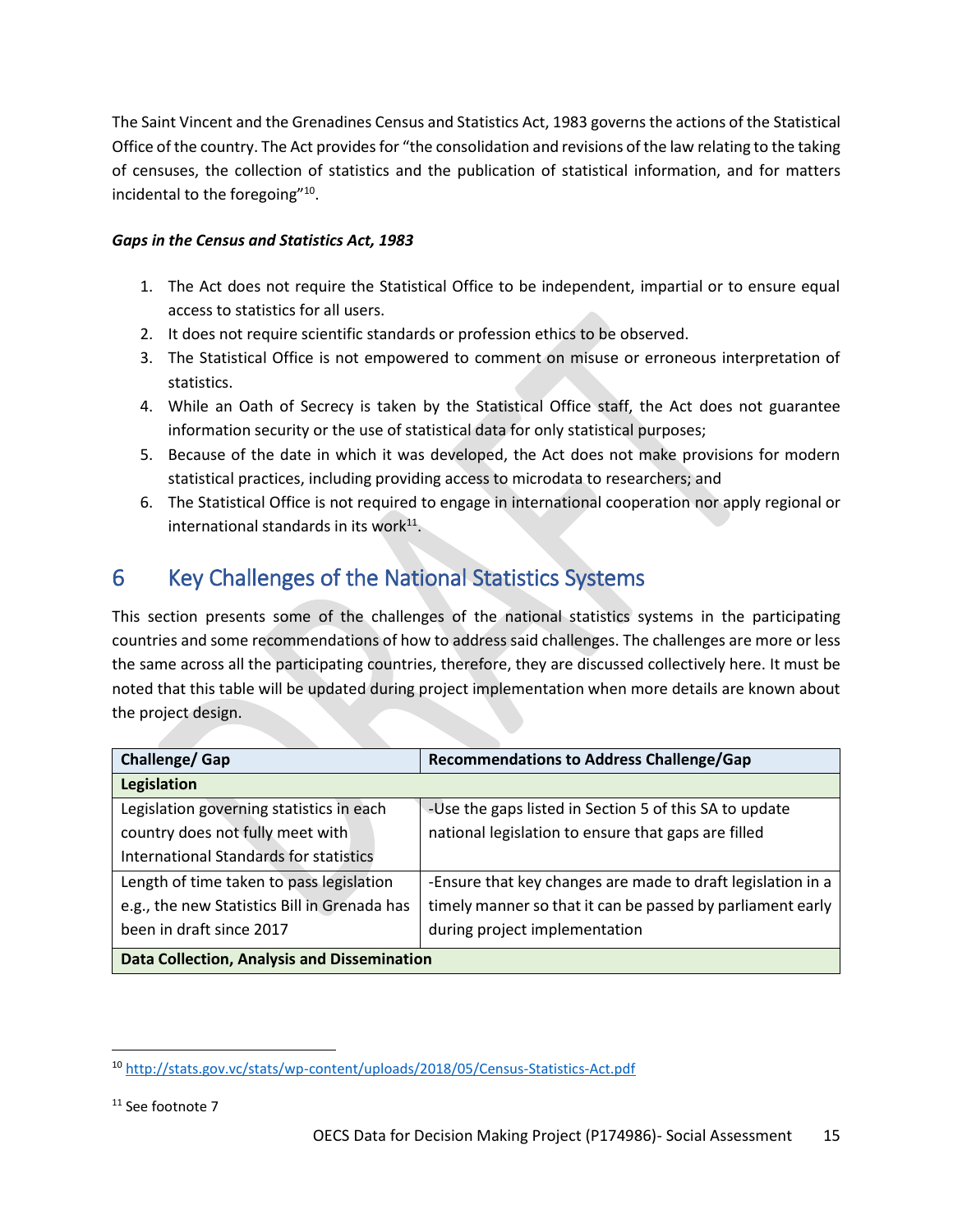The Saint Vincent and the Grenadines Census and Statistics Act, 1983 governs the actions of the Statistical Office of the country. The Act provides for "the consolidation and revisions of the law relating to the taking of censuses, the collection of statistics and the publication of statistical information, and for matters incidental to the foregoing"[10].

***Gaps in the Census and Statistics Act, 1983***

1. The Act does not require the Statistical Office to be independent, impartial or to ensure equal access to statistics for all users.
2. It does not require scientific standards or profession ethics to be observed.
3. The Statistical Office is not empowered to comment on misuse or erroneous interpretation of statistics.
4. While an Oath of Secrecy is taken by the Statistical Office staff, the Act does not guarantee information security or the use of statistical data for only statistical purposes;
5. Because of the date in which it was developed, the Act does not make provisions for modern statistical practices, including providing access to microdata to researchers; and
6. The Statistical Office is not required to engage in international cooperation nor apply regional or international standards in its work[11].

# 6 Key Challenges of the National Statistics Systems

This section presents some of the challenges of the national statistics systems in the participating countries and some recommendations of how to address said challenges. The challenges are more or less the same across all the participating countries, therefore, they are discussed collectively here. It must be noted that this table will be updated during project implementation when more details are known about the project design.

| Challenge/ Gap | Recommendations to Address Challenge/Gap |
|---|---|
| **Legislation** | |
| Legislation governing statistics in each country does not fully meet with International Standards for statistics | -Use the gaps listed in Section 5 of this SA to update national legislation to ensure that gaps are filled |
| Length of time taken to pass legislation e.g., the new Statistics Bill in Grenada has been in draft since 2017 | -Ensure that key changes are made to draft legislation in a timely manner so that it can be passed by parliament early during project implementation |
| **Data Collection, Analysis and Dissemination** | |

---

[10] http://stats.gov.vc/stats/wp-content/uploads/2018/05/Census-Statistics-Act.pdf

[11] See footnote 7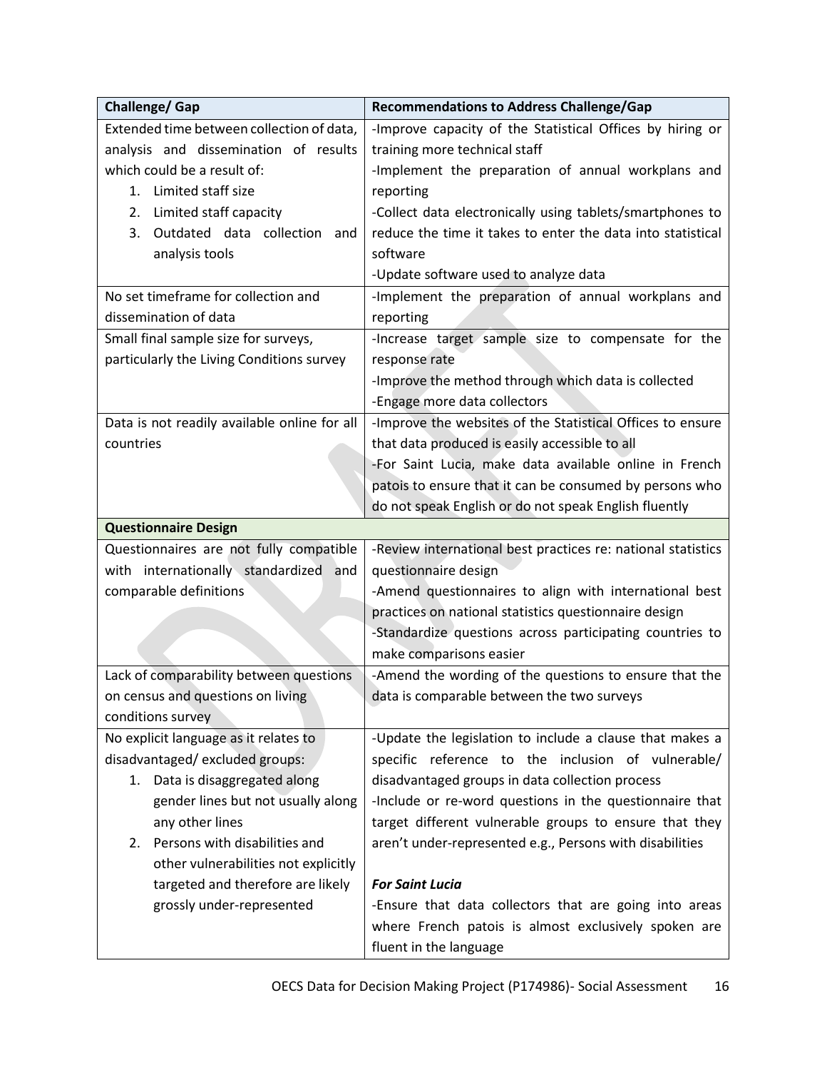| Challenge/ Gap | Recommendations to Address Challenge/Gap |
|---|---|
| Extended time between collection of data, analysis and dissemination of results which could be a result of:<br>1. Limited staff size<br>2. Limited staff capacity<br>3. Outdated data collection and analysis tools | -Improve capacity of the Statistical Offices by hiring or training more technical staff<br>-Implement the preparation of annual workplans and reporting<br>-Collect data electronically using tablets/smartphones to reduce the time it takes to enter the data into statistical software<br>-Update software used to analyze data |
| No set timeframe for collection and dissemination of data | -Implement the preparation of annual workplans and reporting |
| Small final sample size for surveys, particularly the Living Conditions survey | -Increase target sample size to compensate for the response rate<br>-Improve the method through which data is collected<br>-Engage more data collectors |
| Data is not readily available online for all countries | -Improve the websites of the Statistical Offices to ensure that data produced is easily accessible to all<br>-For Saint Lucia, make data available online in French patois to ensure that it can be consumed by persons who do not speak English or do not speak English fluently |
| **Questionnaire Design** | |
| Questionnaires are not fully compatible with internationally standardized and comparable definitions | -Review international best practices re: national statistics questionnaire design<br>-Amend questionnaires to align with international best practices on national statistics questionnaire design<br>-Standardize questions across participating countries to make comparisons easier |
| Lack of comparability between questions on census and questions on living conditions survey | -Amend the wording of the questions to ensure that the data is comparable between the two surveys |
| No explicit language as it relates to disadvantaged/ excluded groups:<br>1. Data is disaggregated along gender lines but not usually along any other lines<br>2. Persons with disabilities and other vulnerabilities not explicitly targeted and therefore are likely grossly under-represented | -Update the legislation to include a clause that makes a specific reference to the inclusion of vulnerable/ disadvantaged groups in data collection process<br>-Include or re-word questions in the questionnaire that target different vulnerable groups to ensure that they aren't under-represented e.g., Persons with disabilities<br><br>***For Saint Lucia***<br>-Ensure that data collectors that are going into areas where French patois is almost exclusively spoken are fluent in the language |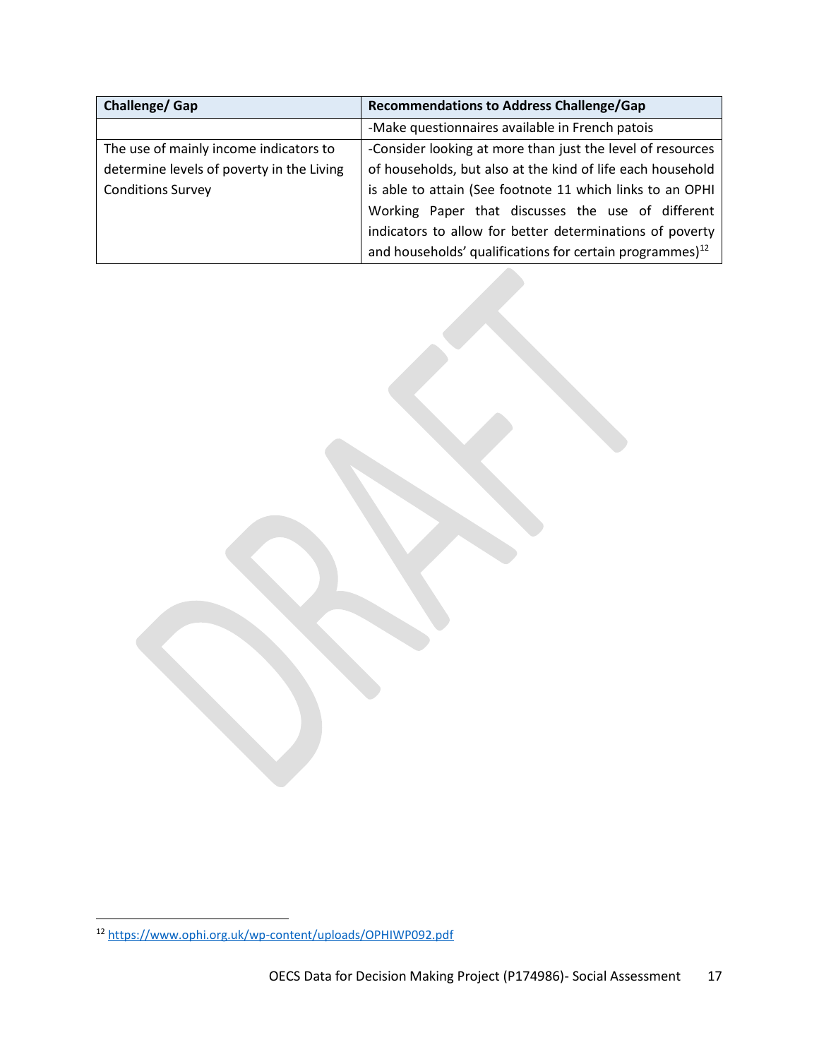| Challenge/ Gap | Recommendations to Address Challenge/Gap |
| --- | --- |
| | -Make questionnaires available in French patois |
| The use of mainly income indicators to determine levels of poverty in the Living Conditions Survey | -Consider looking at more than just the level of resources of households, but also at the kind of life each household is able to attain (See footnote 11 which links to an OPHI Working Paper that discusses the use of different indicators to allow for better determinations of poverty and households' qualifications for certain programmes)[12] |

[12] https://www.ophi.org.uk/wp-content/uploads/OPHIWP092.pdf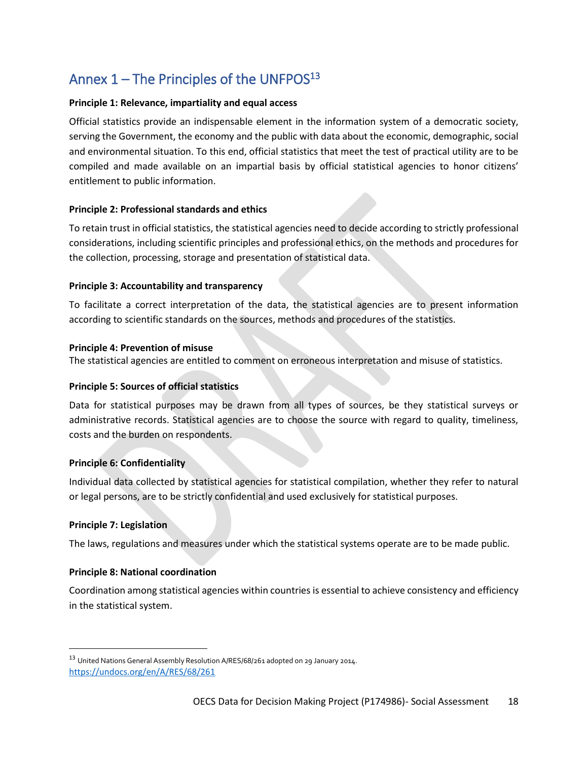## Annex 1 – The Principles of the UNFPOS[13]

**Principle 1: Relevance, impartiality and equal access**

Official statistics provide an indispensable element in the information system of a democratic society, serving the Government, the economy and the public with data about the economic, demographic, social and environmental situation. To this end, official statistics that meet the test of practical utility are to be compiled and made available on an impartial basis by official statistical agencies to honor citizens' entitlement to public information.

**Principle 2: Professional standards and ethics**

To retain trust in official statistics, the statistical agencies need to decide according to strictly professional considerations, including scientific principles and professional ethics, on the methods and procedures for the collection, processing, storage and presentation of statistical data.

**Principle 3: Accountability and transparency**

To facilitate a correct interpretation of the data, the statistical agencies are to present information according to scientific standards on the sources, methods and procedures of the statistics.

**Principle 4: Prevention of misuse**

The statistical agencies are entitled to comment on erroneous interpretation and misuse of statistics.

**Principle 5: Sources of official statistics**

Data for statistical purposes may be drawn from all types of sources, be they statistical surveys or administrative records. Statistical agencies are to choose the source with regard to quality, timeliness, costs and the burden on respondents.

**Principle 6: Confidentiality**

Individual data collected by statistical agencies for statistical compilation, whether they refer to natural or legal persons, are to be strictly confidential and used exclusively for statistical purposes.

**Principle 7: Legislation**

The laws, regulations and measures under which the statistical systems operate are to be made public.

**Principle 8: National coordination**

Coordination among statistical agencies within countries is essential to achieve consistency and efficiency in the statistical system.

---

[13] United Nations General Assembly Resolution A/RES/68/261 adopted on 29 January 2014. https://undocs.org/en/A/RES/68/261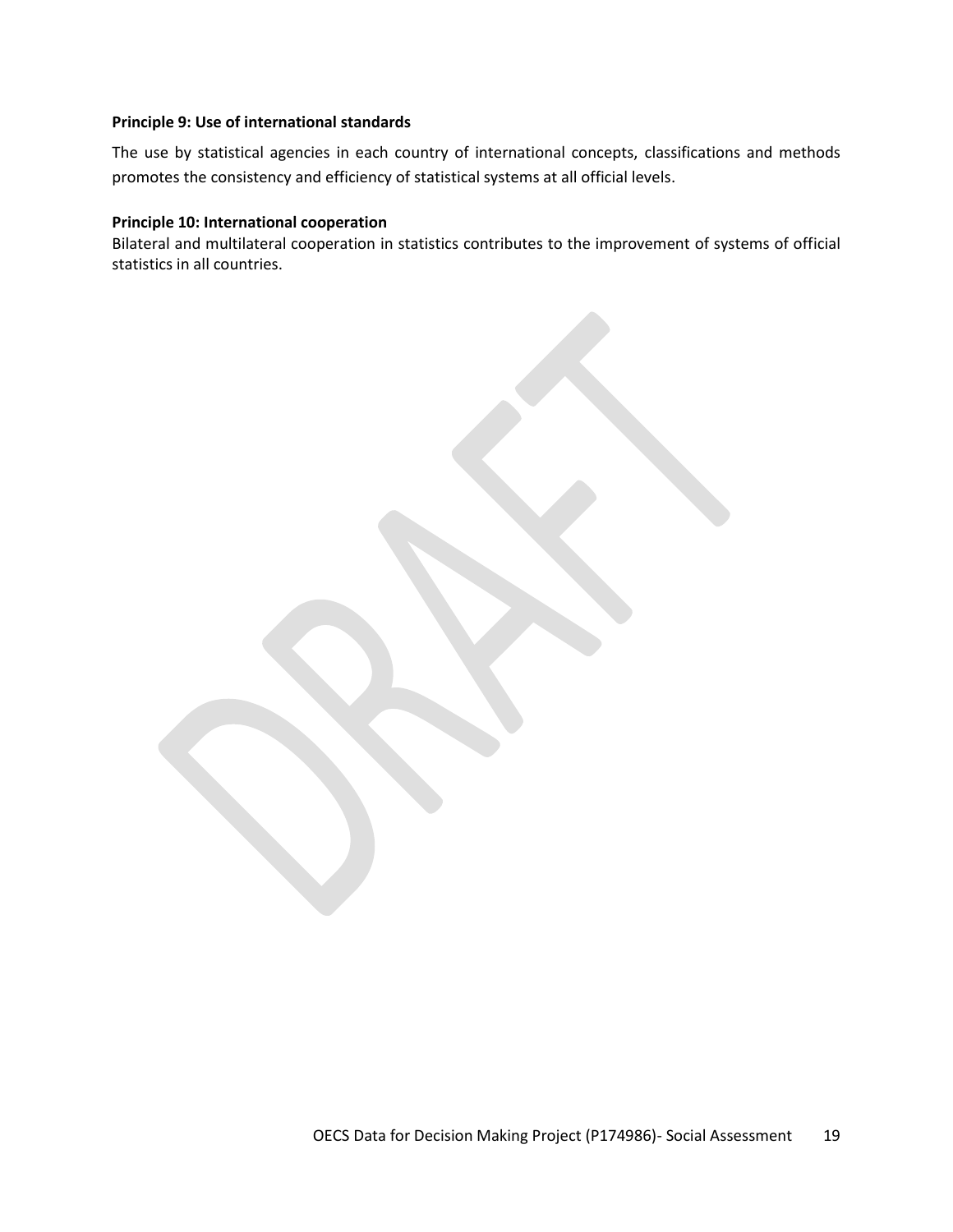**Principle 9: Use of international standards**

The use by statistical agencies in each country of international concepts, classifications and methods promotes the consistency and efficiency of statistical systems at all official levels.

**Principle 10: International cooperation**

Bilateral and multilateral cooperation in statistics contributes to the improvement of systems of official statistics in all countries.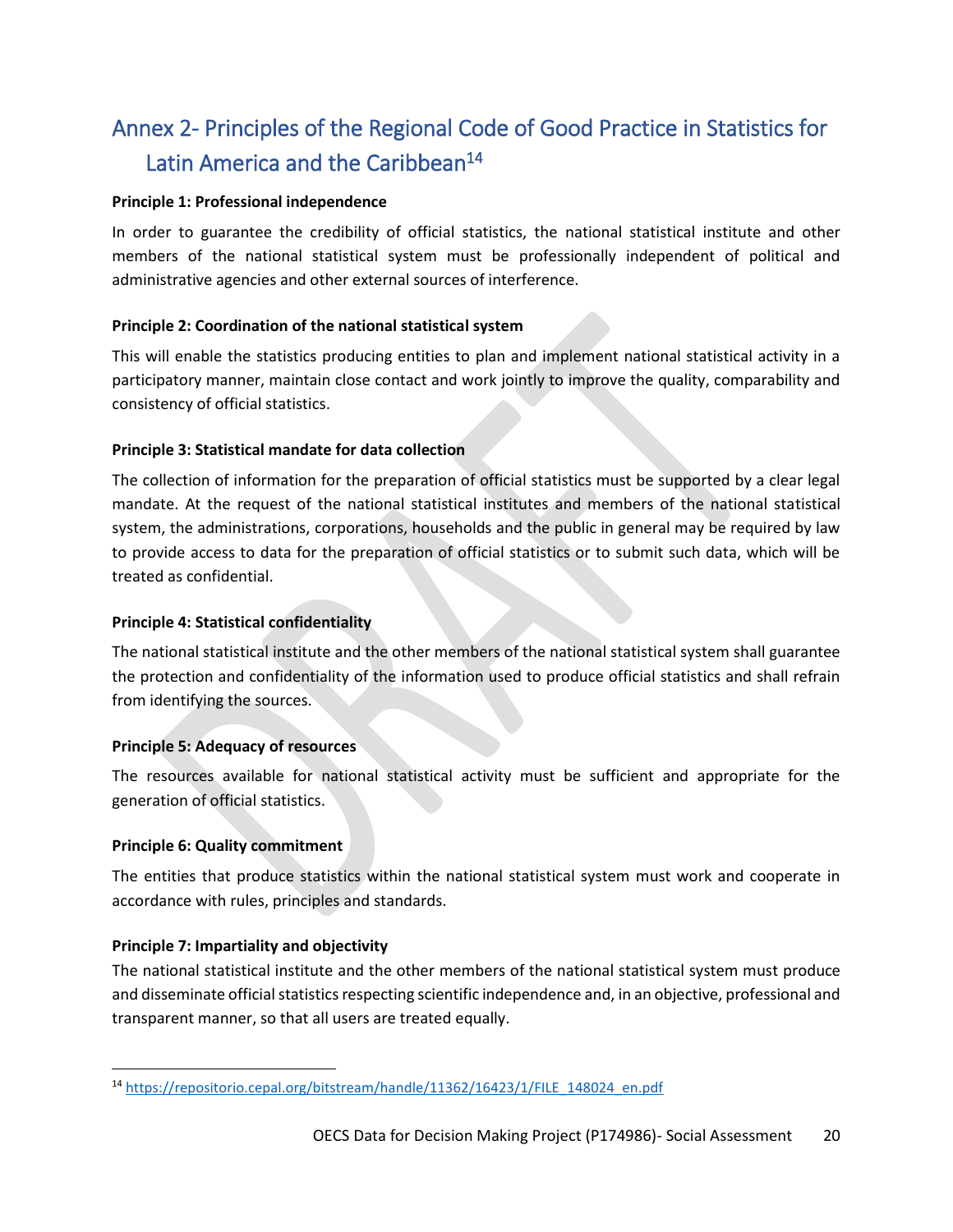# Annex 2- Principles of the Regional Code of Good Practice in Statistics for Latin America and the Caribbean[14]

**Principle 1: Professional independence**

In order to guarantee the credibility of official statistics, the national statistical institute and other members of the national statistical system must be professionally independent of political and administrative agencies and other external sources of interference.

**Principle 2: Coordination of the national statistical system**

This will enable the statistics producing entities to plan and implement national statistical activity in a participatory manner, maintain close contact and work jointly to improve the quality, comparability and consistency of official statistics.

**Principle 3: Statistical mandate for data collection**

The collection of information for the preparation of official statistics must be supported by a clear legal mandate. At the request of the national statistical institutes and members of the national statistical system, the administrations, corporations, households and the public in general may be required by law to provide access to data for the preparation of official statistics or to submit such data, which will be treated as confidential.

**Principle 4: Statistical confidentiality**

The national statistical institute and the other members of the national statistical system shall guarantee the protection and confidentiality of the information used to produce official statistics and shall refrain from identifying the sources.

**Principle 5: Adequacy of resources**

The resources available for national statistical activity must be sufficient and appropriate for the generation of official statistics.

**Principle 6: Quality commitment**

The entities that produce statistics within the national statistical system must work and cooperate in accordance with rules, principles and standards.

**Principle 7: Impartiality and objectivity**

The national statistical institute and the other members of the national statistical system must produce and disseminate official statistics respecting scientific independence and, in an objective, professional and transparent manner, so that all users are treated equally.

---

[14] https://repositorio.cepal.org/bitstream/handle/11362/16423/1/FILE_148024_en.pdf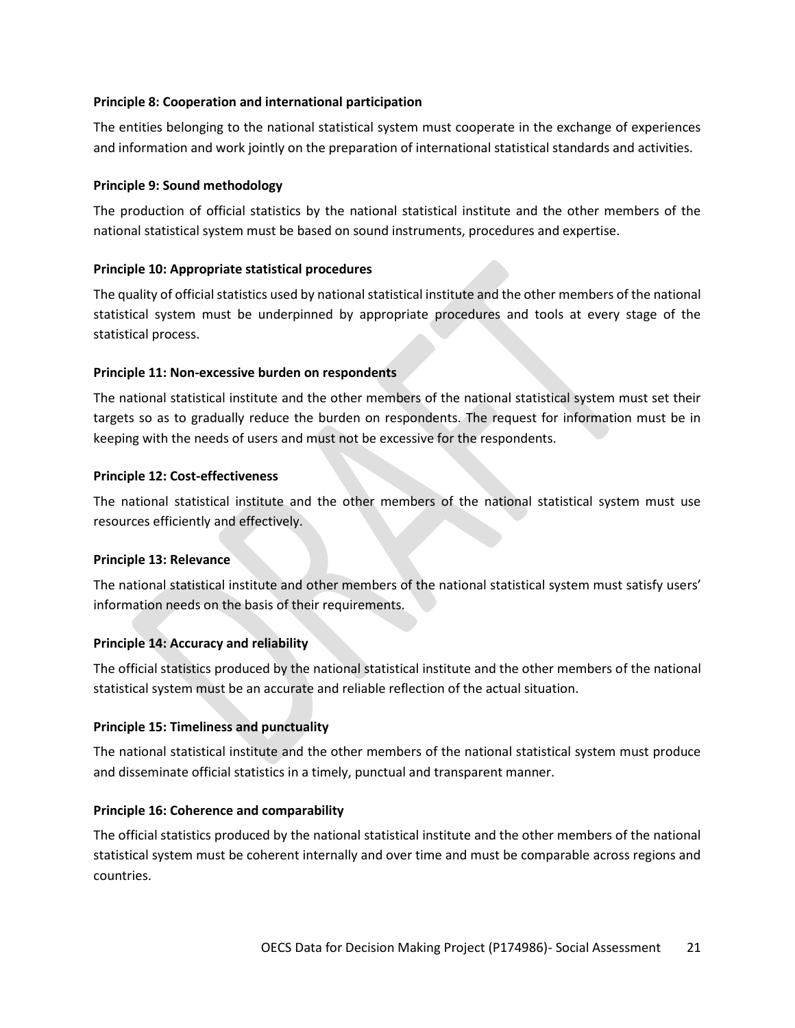**Principle 8: Cooperation and international participation**

The entities belonging to the national statistical system must cooperate in the exchange of experiences and information and work jointly on the preparation of international statistical standards and activities.

**Principle 9: Sound methodology**

The production of official statistics by the national statistical institute and the other members of the national statistical system must be based on sound instruments, procedures and expertise.

**Principle 10: Appropriate statistical procedures**

The quality of official statistics used by national statistical institute and the other members of the national statistical system must be underpinned by appropriate procedures and tools at every stage of the statistical process.

**Principle 11: Non-excessive burden on respondents**

The national statistical institute and the other members of the national statistical system must set their targets so as to gradually reduce the burden on respondents. The request for information must be in keeping with the needs of users and must not be excessive for the respondents.

**Principle 12: Cost-effectiveness**

The national statistical institute and the other members of the national statistical system must use resources efficiently and effectively.

**Principle 13: Relevance**

The national statistical institute and other members of the national statistical system must satisfy users' information needs on the basis of their requirements.

**Principle 14: Accuracy and reliability**

The official statistics produced by the national statistical institute and the other members of the national statistical system must be an accurate and reliable reflection of the actual situation.

**Principle 15: Timeliness and punctuality**

The national statistical institute and the other members of the national statistical system must produce and disseminate official statistics in a timely, punctual and transparent manner.

**Principle 16: Coherence and comparability**

The official statistics produced by the national statistical institute and the other members of the national statistical system must be coherent internally and over time and must be comparable across regions and countries.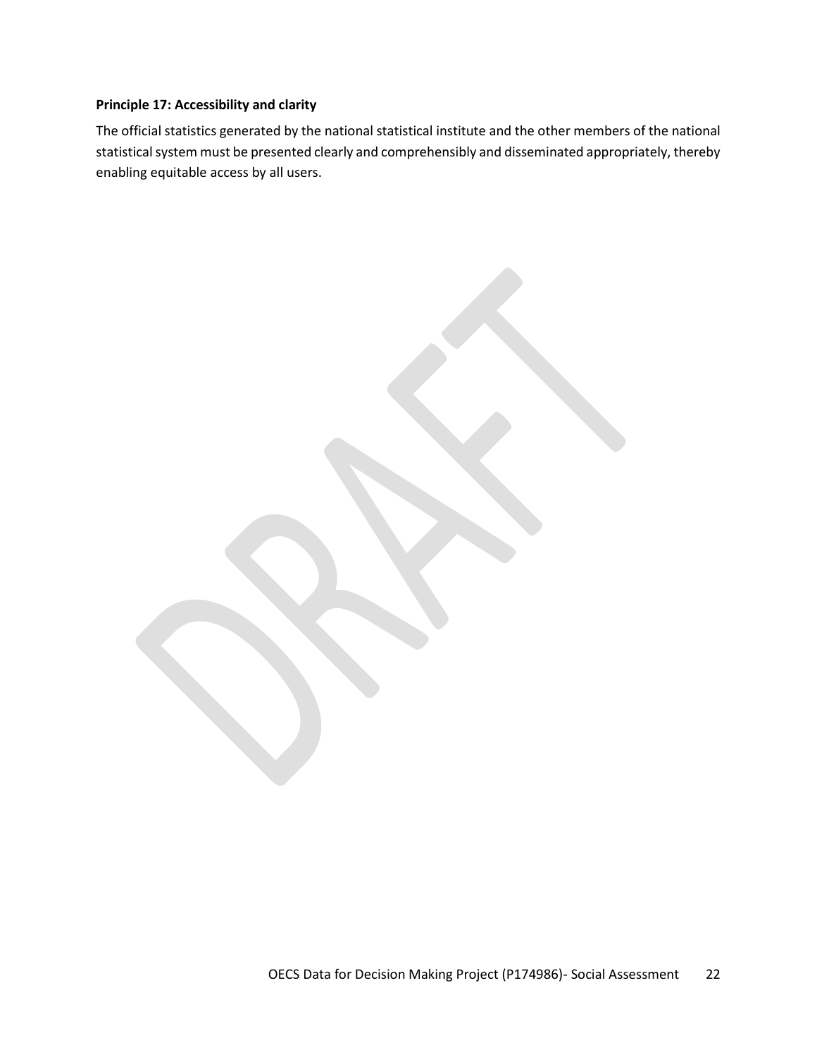**Principle 17: Accessibility and clarity**

The official statistics generated by the national statistical institute and the other members of the national statistical system must be presented clearly and comprehensibly and disseminated appropriately, thereby enabling equitable access by all users.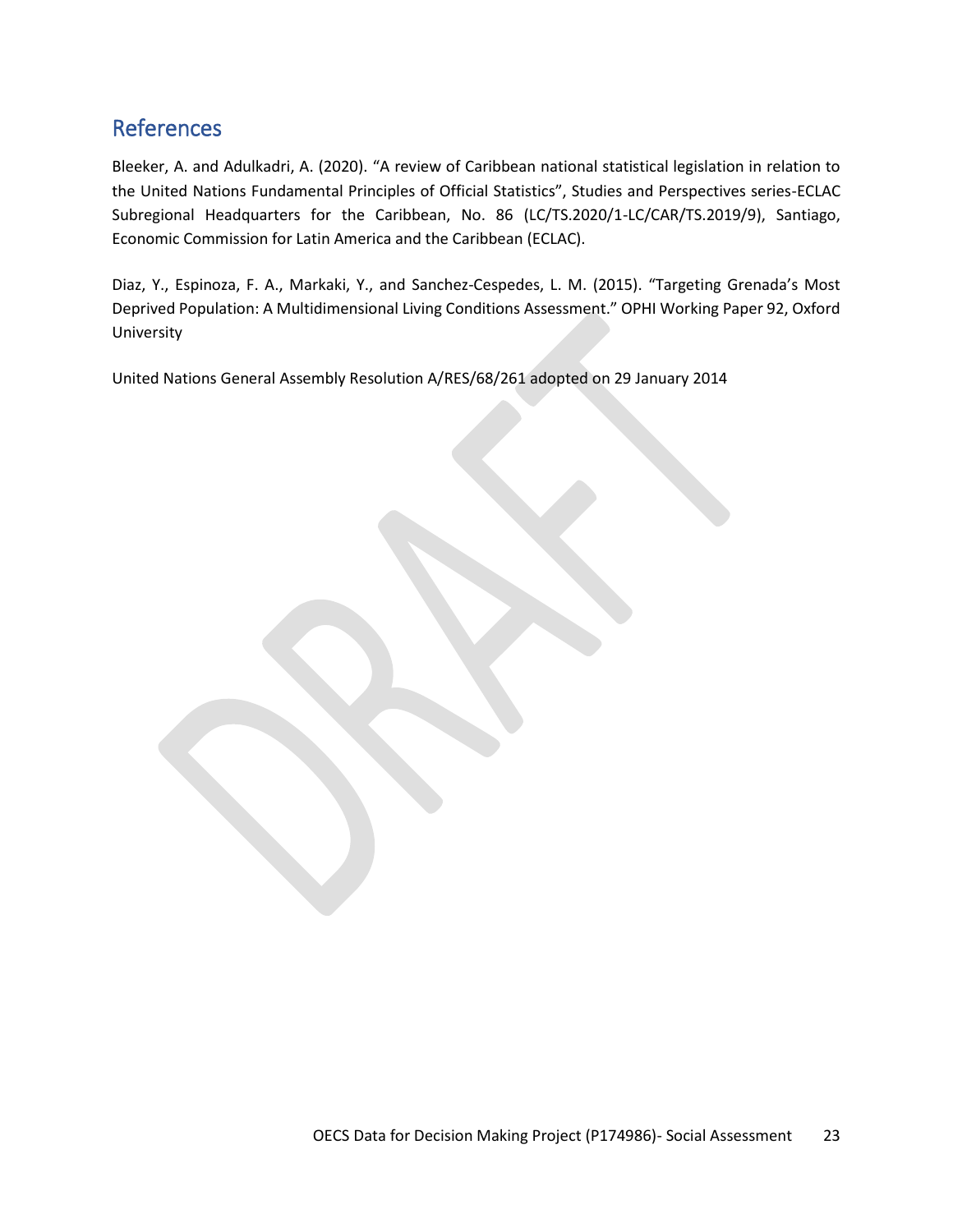## References

Bleeker, A. and Adulkadri, A. (2020). "A review of Caribbean national statistical legislation in relation to the United Nations Fundamental Principles of Official Statistics", Studies and Perspectives series-ECLAC Subregional Headquarters for the Caribbean, No. 86 (LC/TS.2020/1-LC/CAR/TS.2019/9), Santiago, Economic Commission for Latin America and the Caribbean (ECLAC).

Diaz, Y., Espinoza, F. A., Markaki, Y., and Sanchez-Cespedes, L. M. (2015). "Targeting Grenada's Most Deprived Population: A Multidimensional Living Conditions Assessment." OPHI Working Paper 92, Oxford University

United Nations General Assembly Resolution A/RES/68/261 adopted on 29 January 2014